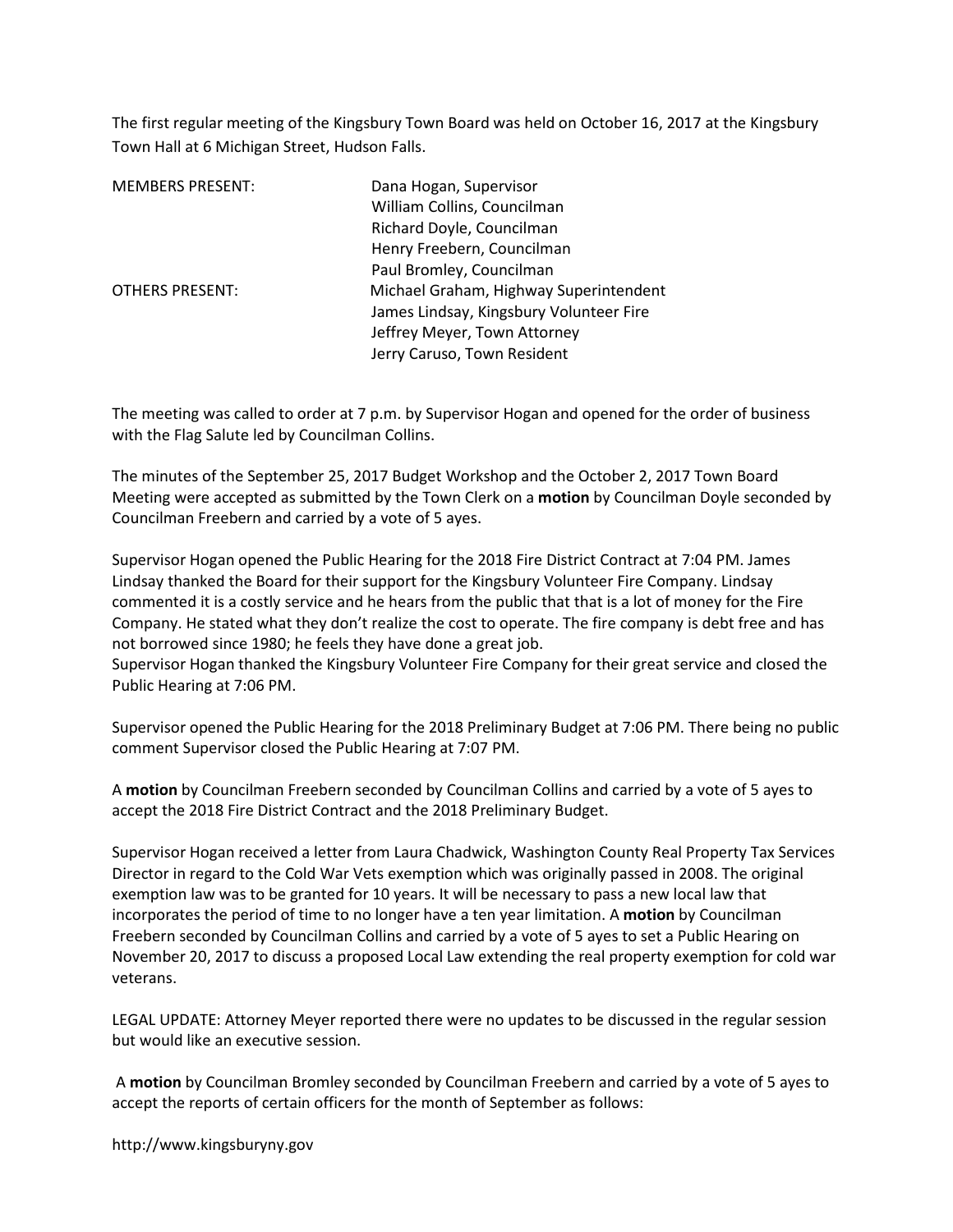The first regular meeting of the Kingsbury Town Board was held on October 16, 2017 at the Kingsbury Town Hall at 6 Michigan Street, Hudson Falls.

| | |
|---|---|
| MEMBERS PRESENT: | Dana Hogan, Supervisor |
| | William Collins, Councilman |
| | Richard Doyle, Councilman |
| | Henry Freebern, Councilman |
| | Paul Bromley, Councilman |
| OTHERS PRESENT: | Michael Graham, Highway Superintendent |
| | James Lindsay, Kingsbury Volunteer Fire |
| | Jeffrey Meyer, Town Attorney |
| | Jerry Caruso, Town Resident |

The meeting was called to order at 7 p.m. by Supervisor Hogan and opened for the order of business with the Flag Salute led by Councilman Collins.

The minutes of the September 25, 2017 Budget Workshop and the October 2, 2017 Town Board Meeting were accepted as submitted by the Town Clerk on a **motion** by Councilman Doyle seconded by Councilman Freebern and carried by a vote of 5 ayes.

Supervisor Hogan opened the Public Hearing for the 2018 Fire District Contract at 7:04 PM. James Lindsay thanked the Board for their support for the Kingsbury Volunteer Fire Company. Lindsay commented it is a costly service and he hears from the public that that is a lot of money for the Fire Company. He stated what they don't realize the cost to operate. The fire company is debt free and has not borrowed since 1980; he feels they have done a great job.
Supervisor Hogan thanked the Kingsbury Volunteer Fire Company for their great service and closed the Public Hearing at 7:06 PM.

Supervisor opened the Public Hearing for the 2018 Preliminary Budget at 7:06 PM. There being no public comment Supervisor closed the Public Hearing at 7:07 PM.

A **motion** by Councilman Freebern seconded by Councilman Collins and carried by a vote of 5 ayes to accept the 2018 Fire District Contract and the 2018 Preliminary Budget.

Supervisor Hogan received a letter from Laura Chadwick, Washington County Real Property Tax Services Director in regard to the Cold War Vets exemption which was originally passed in 2008. The original exemption law was to be granted for 10 years. It will be necessary to pass a new local law that incorporates the period of time to no longer have a ten year limitation. A **motion** by Councilman Freebern seconded by Councilman Collins and carried by a vote of 5 ayes to set a Public Hearing on November 20, 2017 to discuss a proposed Local Law extending the real property exemption for cold war veterans.

LEGAL UPDATE: Attorney Meyer reported there were no updates to be discussed in the regular session but would like an executive session.

A **motion** by Councilman Bromley seconded by Councilman Freebern and carried by a vote of 5 ayes to accept the reports of certain officers for the month of September as follows:

http://www.kingsburyny.gov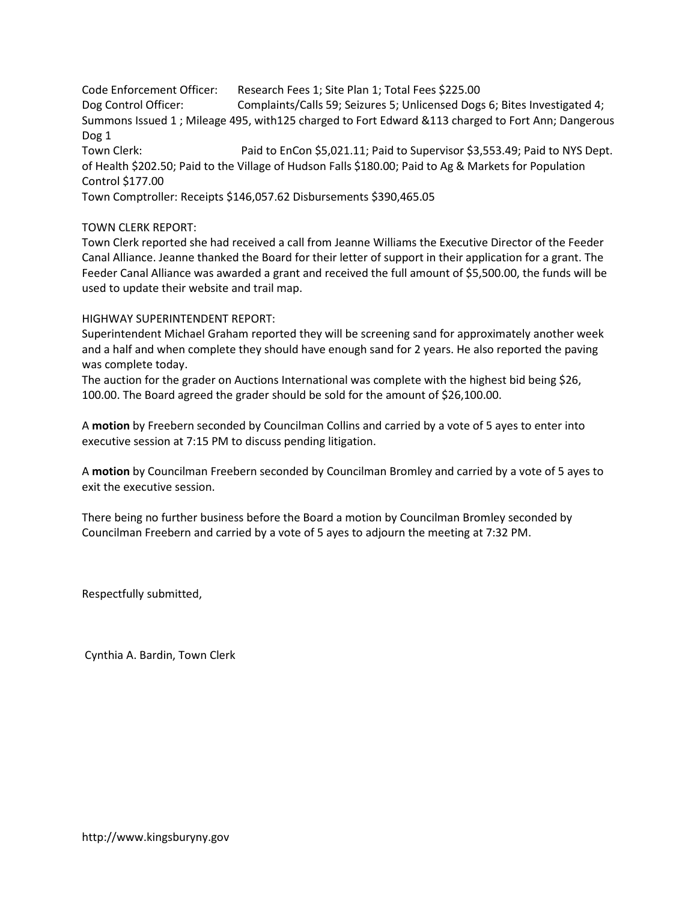Code Enforcement Officer: Research Fees 1; Site Plan 1; Total Fees $225.00

Dog Control Officer: Complaints/Calls 59; Seizures 5; Unlicensed Dogs 6; Bites Investigated 4; Summons Issued 1 ; Mileage 495, with125 charged to Fort Edward &113 charged to Fort Ann; Dangerous Dog 1

Town Clerk: Paid to EnCon $5,021.11; Paid to Supervisor $3,553.49; Paid to NYS Dept. of Health $202.50; Paid to the Village of Hudson Falls $180.00; Paid to Ag & Markets for Population Control $177.00

Town Comptroller: Receipts $146,057.62 Disbursements $390,465.05

TOWN CLERK REPORT:

Town Clerk reported she had received a call from Jeanne Williams the Executive Director of the Feeder Canal Alliance. Jeanne thanked the Board for their letter of support in their application for a grant. The Feeder Canal Alliance was awarded a grant and received the full amount of $5,500.00, the funds will be used to update their website and trail map.

HIGHWAY SUPERINTENDENT REPORT:

Superintendent Michael Graham reported they will be screening sand for approximately another week and a half and when complete they should have enough sand for 2 years. He also reported the paving was complete today.

The auction for the grader on Auctions International was complete with the highest bid being $26, 100.00. The Board agreed the grader should be sold for the amount of $26,100.00.

A **motion** by Freebern seconded by Councilman Collins and carried by a vote of 5 ayes to enter into executive session at 7:15 PM to discuss pending litigation.

A **motion** by Councilman Freebern seconded by Councilman Bromley and carried by a vote of 5 ayes to exit the executive session.

There being no further business before the Board a motion by Councilman Bromley seconded by Councilman Freebern and carried by a vote of 5 ayes to adjourn the meeting at 7:32 PM.

Respectfully submitted,

Cynthia A. Bardin, Town Clerk

http://www.kingsburyny.gov